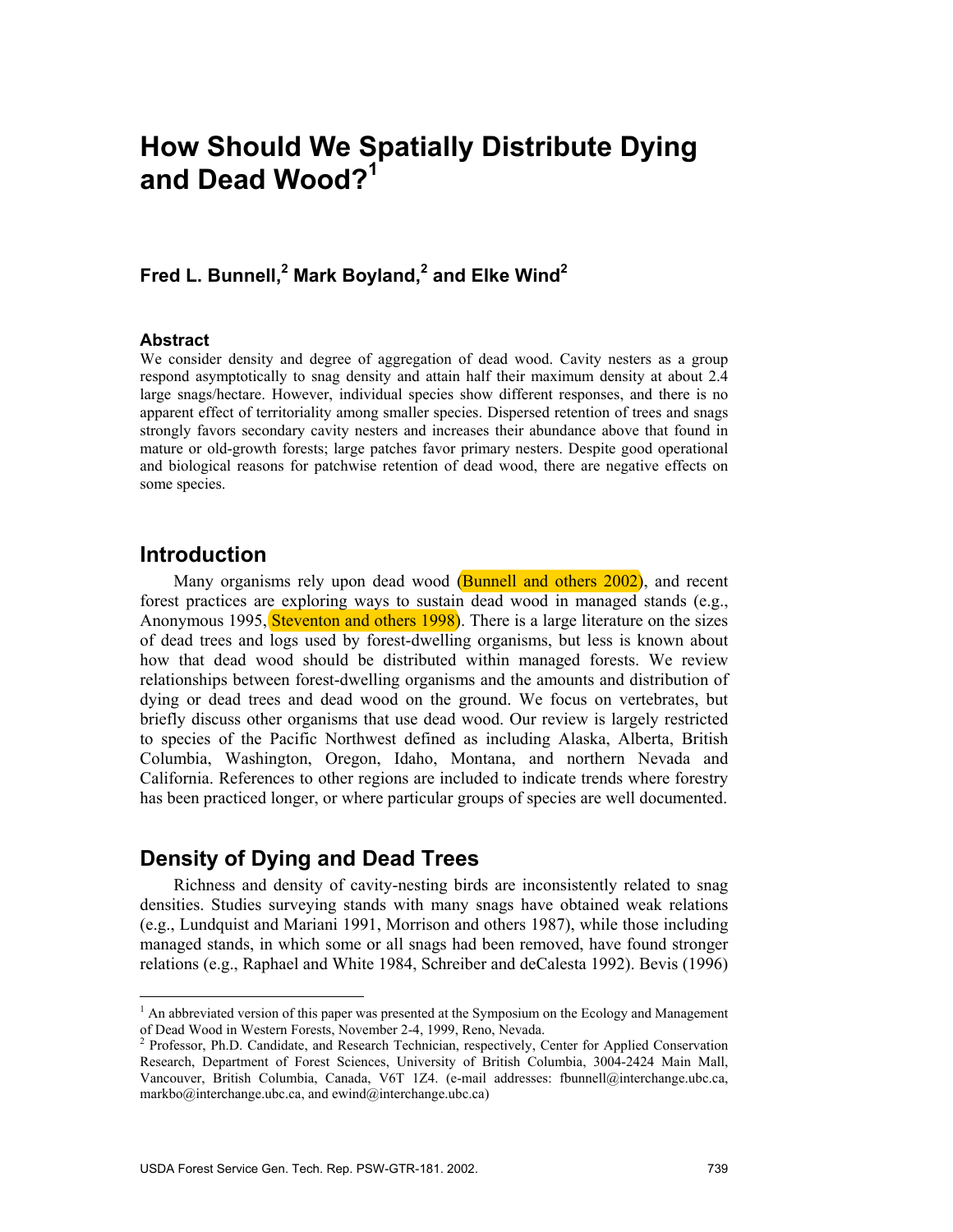# How Should We Spatially Distribute Dying and Dead Wood?[1]

**Fred L. Bunnell,[2] Mark Boyland,[2] and Elke Wind[2]**

### Abstract

We consider density and degree of aggregation of dead wood. Cavity nesters as a group respond asymptotically to snag density and attain half their maximum density at about 2.4 large snags/hectare. However, individual species show different responses, and there is no apparent effect of territoriality among smaller species. Dispersed retention of trees and snags strongly favors secondary cavity nesters and increases their abundance above that found in mature or old-growth forests; large patches favor primary nesters. Despite good operational and biological reasons for patchwise retention of dead wood, there are negative effects on some species.

## Introduction

Many organisms rely upon dead wood (Bunnell and others 2002), and recent forest practices are exploring ways to sustain dead wood in managed stands (e.g., Anonymous 1995, Steventon and others 1998). There is a large literature on the sizes of dead trees and logs used by forest-dwelling organisms, but less is known about how that dead wood should be distributed within managed forests. We review relationships between forest-dwelling organisms and the amounts and distribution of dying or dead trees and dead wood on the ground. We focus on vertebrates, but briefly discuss other organisms that use dead wood. Our review is largely restricted to species of the Pacific Northwest defined as including Alaska, Alberta, British Columbia, Washington, Oregon, Idaho, Montana, and northern Nevada and California. References to other regions are included to indicate trends where forestry has been practiced longer, or where particular groups of species are well documented.

## Density of Dying and Dead Trees

Richness and density of cavity-nesting birds are inconsistently related to snag densities. Studies surveying stands with many snags have obtained weak relations (e.g., Lundquist and Mariani 1991, Morrison and others 1987), while those including managed stands, in which some or all snags had been removed, have found stronger relations (e.g., Raphael and White 1984, Schreiber and deCalesta 1992). Bevis (1996)

---

[1] An abbreviated version of this paper was presented at the Symposium on the Ecology and Management of Dead Wood in Western Forests, November 2-4, 1999, Reno, Nevada.

[2] Professor, Ph.D. Candidate, and Research Technician, respectively, Center for Applied Conservation Research, Department of Forest Sciences, University of British Columbia, 3004-2424 Main Mall, Vancouver, British Columbia, Canada, V6T 1Z4. (e-mail addresses: fbunnell@interchange.ubc.ca, markbo@interchange.ubc.ca, and ewind@interchange.ubc.ca)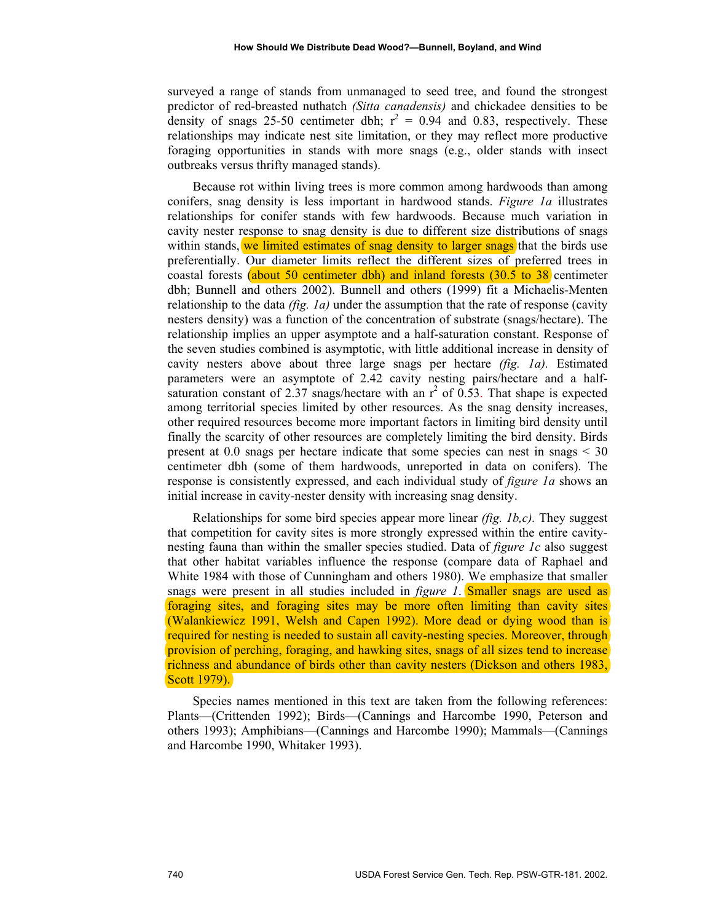surveyed a range of stands from unmanaged to seed tree, and found the strongest predictor of red-breasted nuthatch *(Sitta canadensis)* and chickadee densities to be density of snags 25-50 centimeter dbh; $r^2$ = 0.94 and 0.83, respectively. These relationships may indicate nest site limitation, or they may reflect more productive foraging opportunities in stands with more snags (e.g., older stands with insect outbreaks versus thrifty managed stands).

Because rot within living trees is more common among hardwoods than among conifers, snag density is less important in hardwood stands. *Figure 1a* illustrates relationships for conifer stands with few hardwoods. Because much variation in cavity nester response to snag density is due to different size distributions of snags within stands, we limited estimates of snag density to larger snags that the birds use preferentially. Our diameter limits reflect the different sizes of preferred trees in coastal forests (about 50 centimeter dbh) and inland forests (30.5 to 38 centimeter dbh; Bunnell and others 2002). Bunnell and others (1999) fit a Michaelis-Menten relationship to the data *(fig. 1a)* under the assumption that the rate of response (cavity nesters density) was a function of the concentration of substrate (snags/hectare). The relationship implies an upper asymptote and a half-saturation constant. Response of the seven studies combined is asymptotic, with little additional increase in density of cavity nesters above about three large snags per hectare *(fig. 1a).* Estimated parameters were an asymptote of 2.42 cavity nesting pairs/hectare and a half-saturation constant of 2.37 snags/hectare with an $r^2$ of 0.53. That shape is expected among territorial species limited by other resources. As the snag density increases, other required resources become more important factors in limiting bird density until finally the scarcity of other resources are completely limiting the bird density. Birds present at 0.0 snags per hectare indicate that some species can nest in snags < 30 centimeter dbh (some of them hardwoods, unreported in data on conifers). The response is consistently expressed, and each individual study of *figure 1a* shows an initial increase in cavity-nester density with increasing snag density.

Relationships for some bird species appear more linear *(fig. 1b,c).* They suggest that competition for cavity sites is more strongly expressed within the entire cavity-nesting fauna than within the smaller species studied. Data of *figure 1c* also suggest that other habitat variables influence the response (compare data of Raphael and White 1984 with those of Cunningham and others 1980). We emphasize that smaller snags were present in all studies included in *figure 1*. Smaller snags are used as foraging sites, and foraging sites may be more often limiting than cavity sites (Walankiewicz 1991, Welsh and Capen 1992). More dead or dying wood than is required for nesting is needed to sustain all cavity-nesting species. Moreover, through provision of perching, foraging, and hawking sites, snags of all sizes tend to increase richness and abundance of birds other than cavity nesters (Dickson and others 1983, Scott 1979).

Species names mentioned in this text are taken from the following references: Plants—(Crittenden 1992); Birds—(Cannings and Harcombe 1990, Peterson and others 1993); Amphibians—(Cannings and Harcombe 1990); Mammals—(Cannings and Harcombe 1990, Whitaker 1993).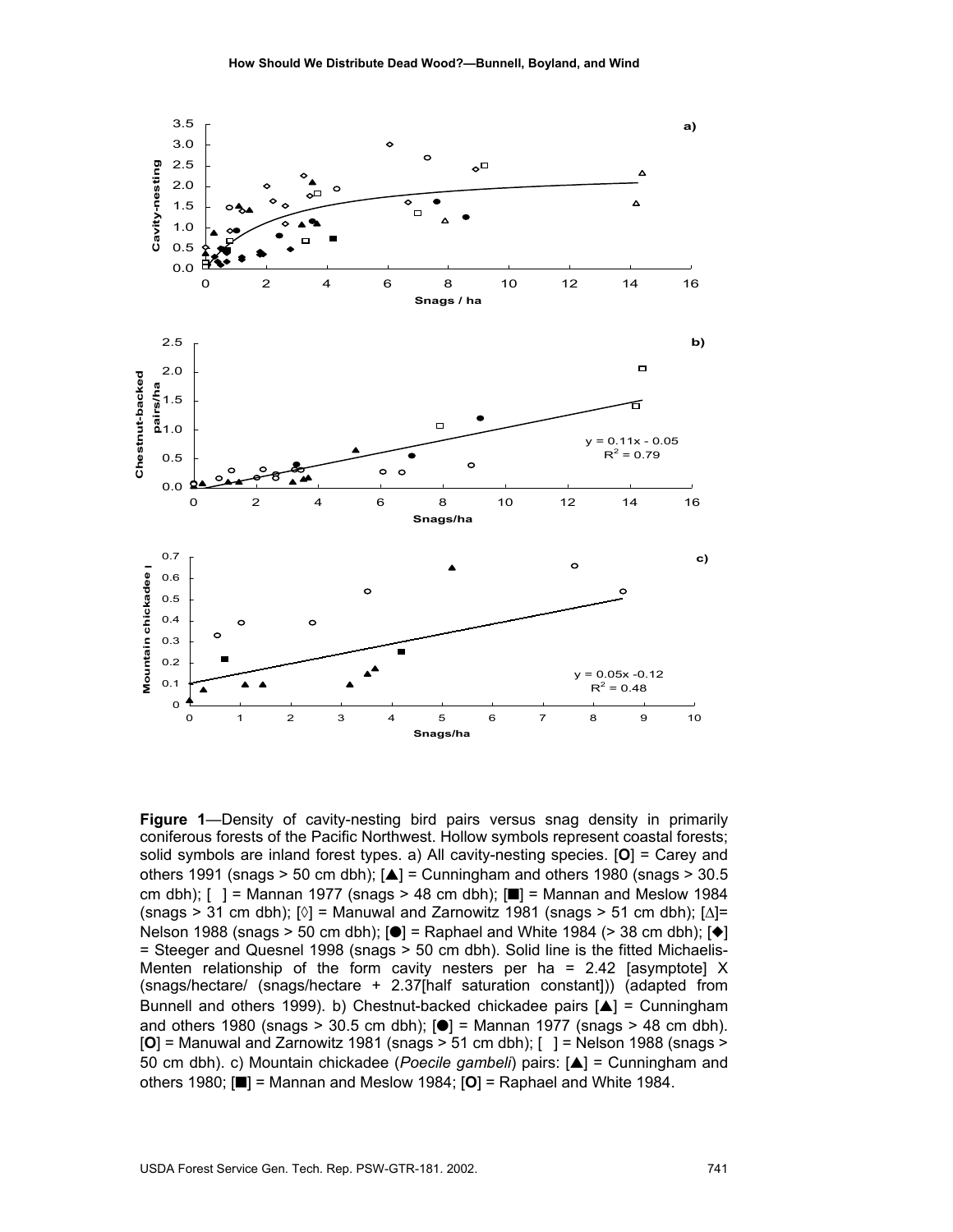**Figure 1**—Density of cavity-nesting bird pairs versus snag density in primarily coniferous forests of the Pacific Northwest. Hollow symbols represent coastal forests; solid symbols are inland forest types. a) All cavity-nesting species. [**O**] = Carey and others 1991 (snags > 50 cm dbh); [▲] = Cunningham and others 1980 (snags > 30.5 cm dbh); [ ] = Mannan 1977 (snags > 48 cm dbh); [■] = Mannan and Meslow 1984 (snags > 31 cm dbh); [◊] = Manuwal and Zarnowitz 1981 (snags > 51 cm dbh); [∆]= Nelson 1988 (snags > 50 cm dbh); [●] = Raphael and White 1984 (> 38 cm dbh); [◆] = Steeger and Quesnel 1998 (snags > 50 cm dbh). Solid line is the fitted Michaelis-Menten relationship of the form cavity nesters per ha = 2.42 [asymptote] X (snags/hectare/ (snags/hectare + 2.37[half saturation constant])) (adapted from Bunnell and others 1999). b) Chestnut-backed chickadee pairs [▲] = Cunningham and others 1980 (snags > 30.5 cm dbh); [●] = Mannan 1977 (snags > 48 cm dbh). [**O**] = Manuwal and Zarnowitz 1981 (snags > 51 cm dbh); [ ] = Nelson 1988 (snags > 50 cm dbh). c) Mountain chickadee (*Poecile gambeli*) pairs: [▲] = Cunningham and others 1980; [■] = Mannan and Meslow 1984; [**O**] = Raphael and White 1984.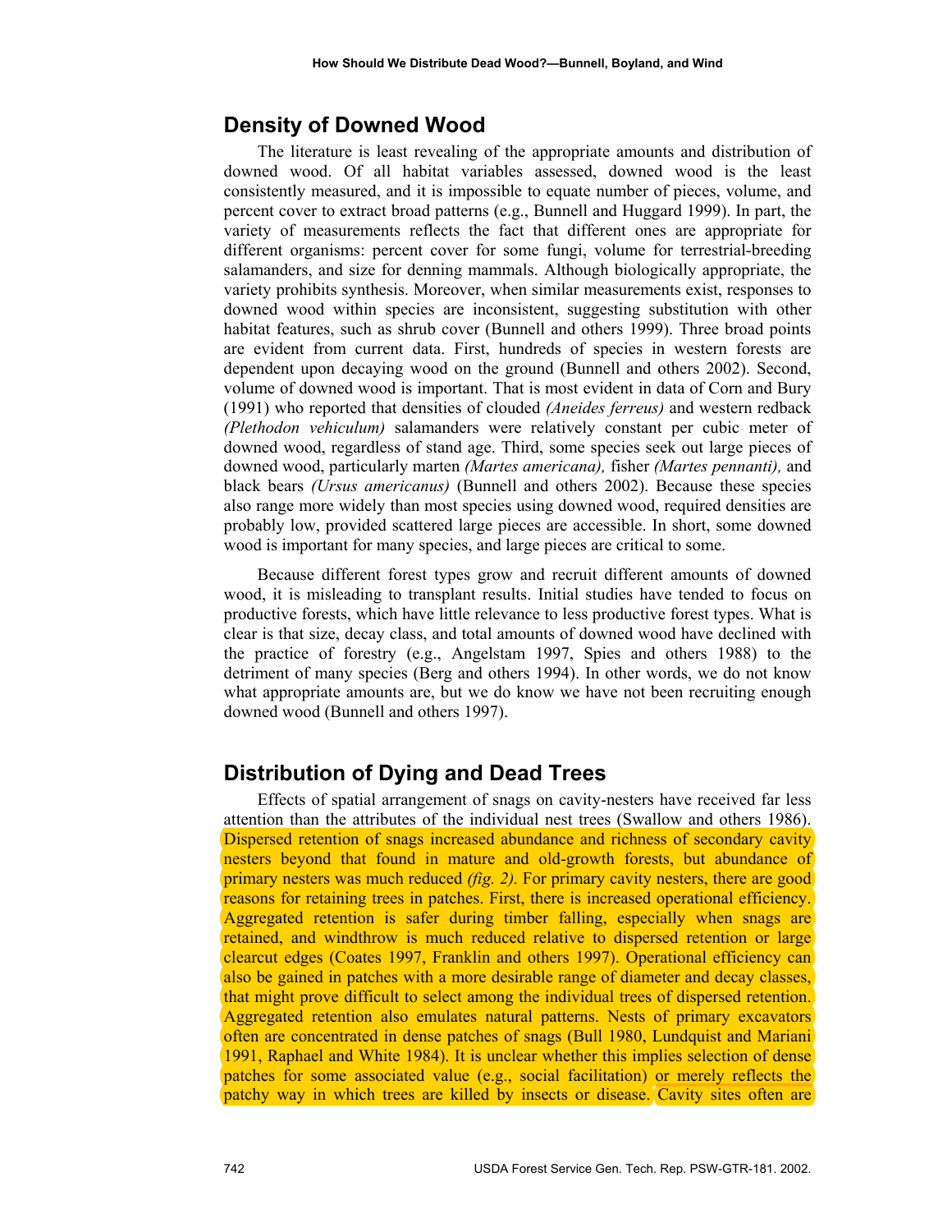## Density of Downed Wood

The literature is least revealing of the appropriate amounts and distribution of downed wood. Of all habitat variables assessed, downed wood is the least consistently measured, and it is impossible to equate number of pieces, volume, and percent cover to extract broad patterns (e.g., Bunnell and Huggard 1999). In part, the variety of measurements reflects the fact that different ones are appropriate for different organisms: percent cover for some fungi, volume for terrestrial-breeding salamanders, and size for denning mammals. Although biologically appropriate, the variety prohibits synthesis. Moreover, when similar measurements exist, responses to downed wood within species are inconsistent, suggesting substitution with other habitat features, such as shrub cover (Bunnell and others 1999). Three broad points are evident from current data. First, hundreds of species in western forests are dependent upon decaying wood on the ground (Bunnell and others 2002). Second, volume of downed wood is important. That is most evident in data of Corn and Bury (1991) who reported that densities of clouded *(Aneides ferreus)* and western redback *(Plethodon vehiculum)* salamanders were relatively constant per cubic meter of downed wood, regardless of stand age. Third, some species seek out large pieces of downed wood, particularly marten *(Martes americana),* fisher *(Martes pennanti),* and black bears *(Ursus americanus)* (Bunnell and others 2002). Because these species also range more widely than most species using downed wood, required densities are probably low, provided scattered large pieces are accessible. In short, some downed wood is important for many species, and large pieces are critical to some.

Because different forest types grow and recruit different amounts of downed wood, it is misleading to transplant results. Initial studies have tended to focus on productive forests, which have little relevance to less productive forest types. What is clear is that size, decay class, and total amounts of downed wood have declined with the practice of forestry (e.g., Angelstam 1997, Spies and others 1988) to the detriment of many species (Berg and others 1994). In other words, we do not know what appropriate amounts are, but we do know we have not been recruiting enough downed wood (Bunnell and others 1997).

## Distribution of Dying and Dead Trees

Effects of spatial arrangement of snags on cavity-nesters have received far less attention than the attributes of the individual nest trees (Swallow and others 1986). Dispersed retention of snags increased abundance and richness of secondary cavity nesters beyond that found in mature and old-growth forests, but abundance of primary nesters was much reduced *(fig. 2).* For primary cavity nesters, there are good reasons for retaining trees in patches. First, there is increased operational efficiency. Aggregated retention is safer during timber falling, especially when snags are retained, and windthrow is much reduced relative to dispersed retention or large clearcut edges (Coates 1997, Franklin and others 1997). Operational efficiency can also be gained in patches with a more desirable range of diameter and decay classes, that might prove difficult to select among the individual trees of dispersed retention. Aggregated retention also emulates natural patterns. Nests of primary excavators often are concentrated in dense patches of snags (Bull 1980, Lundquist and Mariani 1991, Raphael and White 1984). It is unclear whether this implies selection of dense patches for some associated value (e.g., social facilitation) or merely reflects the patchy way in which trees are killed by insects or disease. Cavity sites often are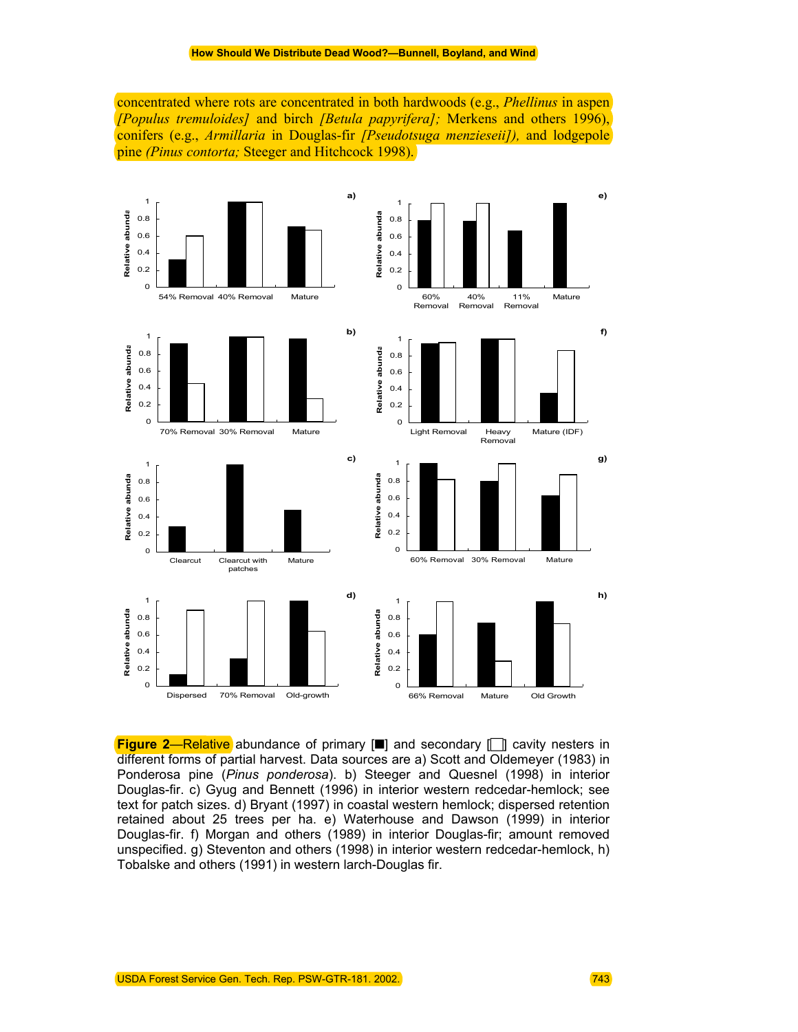concentrated where rots are concentrated in both hardwoods (e.g., *Phellinus* in aspen *[Populus tremuloides]* and birch *[Betula papyrifera];* Merkens and others 1996), conifers (e.g., *Armillaria* in Douglas-fir *[Pseudotsuga menzieseii]),* and lodgepole pine *(Pinus contorta;* Steeger and Hitchcock 1998).

**Figure 2**—Relative abundance of primary [■] and secondary [□] cavity nesters in different forms of partial harvest. Data sources are a) Scott and Oldemeyer (1983) in Ponderosa pine (*Pinus ponderosa*). b) Steeger and Quesnel (1998) in interior Douglas-fir. c) Gyug and Bennett (1996) in interior western redcedar-hemlock; see text for patch sizes. d) Bryant (1997) in coastal western hemlock; dispersed retention retained about 25 trees per ha. e) Waterhouse and Dawson (1999) in interior Douglas-fir. f) Morgan and others (1989) in interior Douglas-fir; amount removed unspecified. g) Steventon and others (1998) in interior western redcedar-hemlock, h) Tobalske and others (1991) in western larch-Douglas fir.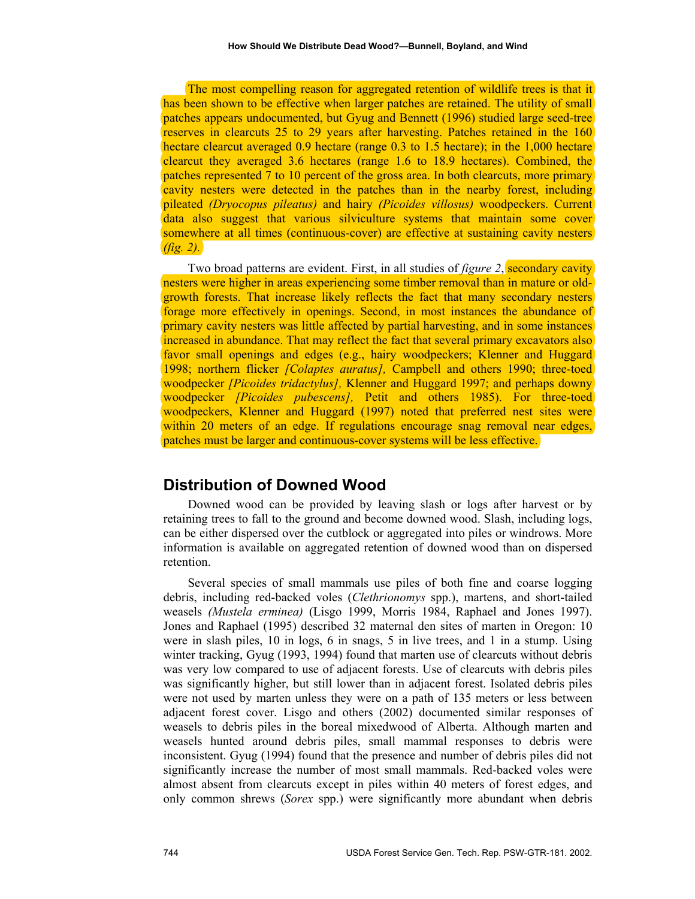The most compelling reason for aggregated retention of wildlife trees is that it has been shown to be effective when larger patches are retained. The utility of small patches appears undocumented, but Gyug and Bennett (1996) studied large seed-tree reserves in clearcuts 25 to 29 years after harvesting. Patches retained in the 160 hectare clearcut averaged 0.9 hectare (range 0.3 to 1.5 hectare); in the 1,000 hectare clearcut they averaged 3.6 hectares (range 1.6 to 18.9 hectares). Combined, the patches represented 7 to 10 percent of the gross area. In both clearcuts, more primary cavity nesters were detected in the patches than in the nearby forest, including pileated *(Dryocopus pileatus)* and hairy *(Picoides villosus)* woodpeckers. Current data also suggest that various silviculture systems that maintain some cover somewhere at all times (continuous-cover) are effective at sustaining cavity nesters *(fig. 2)*.

Two broad patterns are evident. First, in all studies of *figure 2*, secondary cavity nesters were higher in areas experiencing some timber removal than in mature or old-growth forests. That increase likely reflects the fact that many secondary nesters forage more effectively in openings. Second, in most instances the abundance of primary cavity nesters was little affected by partial harvesting, and in some instances increased in abundance. That may reflect the fact that several primary excavators also favor small openings and edges (e.g., hairy woodpeckers; Klenner and Huggard 1998; northern flicker *[Colaptes auratus],* Campbell and others 1990; three-toed woodpecker *[Picoides tridactylus],* Klenner and Huggard 1997; and perhaps downy woodpecker *[Picoides pubescens],* Petit and others 1985). For three-toed woodpeckers, Klenner and Huggard (1997) noted that preferred nest sites were within 20 meters of an edge. If regulations encourage snag removal near edges, patches must be larger and continuous-cover systems will be less effective.

## Distribution of Downed Wood

Downed wood can be provided by leaving slash or logs after harvest or by retaining trees to fall to the ground and become downed wood. Slash, including logs, can be either dispersed over the cutblock or aggregated into piles or windrows. More information is available on aggregated retention of downed wood than on dispersed retention.

Several species of small mammals use piles of both fine and coarse logging debris, including red-backed voles (*Clethrionomys* spp.), martens, and short-tailed weasels *(Mustela erminea)* (Lisgo 1999, Morris 1984, Raphael and Jones 1997). Jones and Raphael (1995) described 32 maternal den sites of marten in Oregon: 10 were in slash piles, 10 in logs, 6 in snags, 5 in live trees, and 1 in a stump. Using winter tracking, Gyug (1993, 1994) found that marten use of clearcuts without debris was very low compared to use of adjacent forests. Use of clearcuts with debris piles was significantly higher, but still lower than in adjacent forest. Isolated debris piles were not used by marten unless they were on a path of 135 meters or less between adjacent forest cover. Lisgo and others (2002) documented similar responses of weasels to debris piles in the boreal mixedwood of Alberta. Although marten and weasels hunted around debris piles, small mammal responses to debris were inconsistent. Gyug (1994) found that the presence and number of debris piles did not significantly increase the number of most small mammals. Red-backed voles were almost absent from clearcuts except in piles within 40 meters of forest edges, and only common shrews (*Sorex* spp.) were significantly more abundant when debris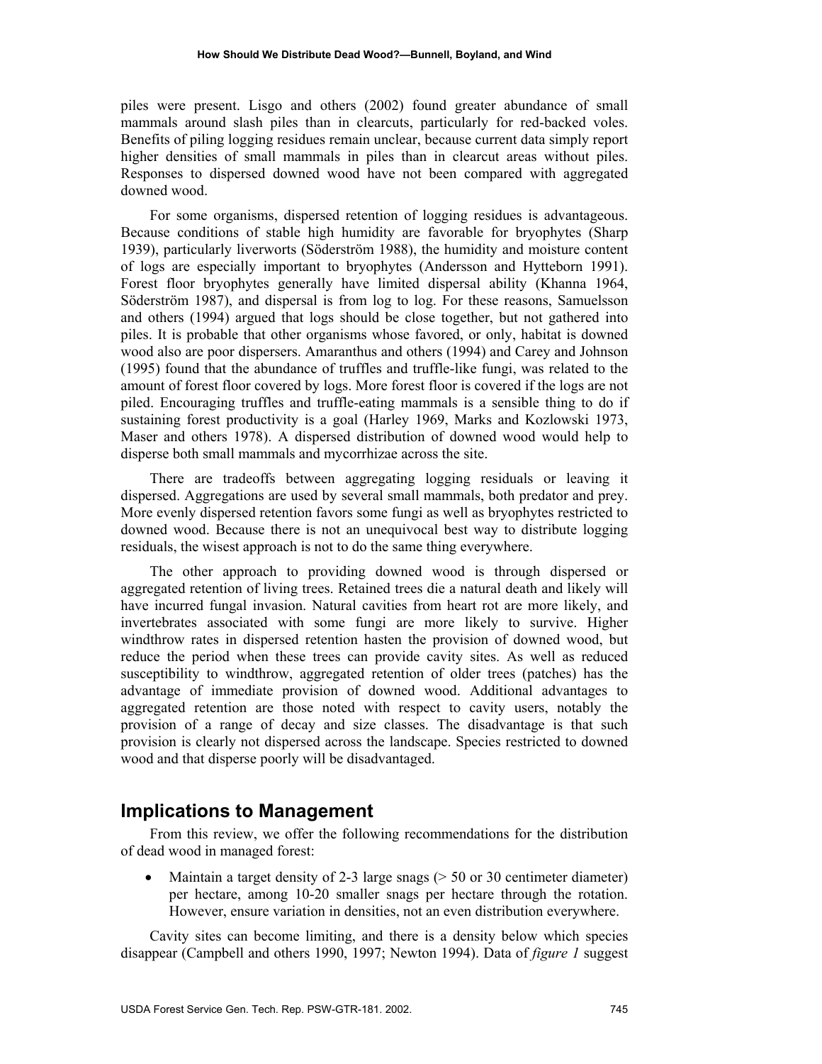piles were present. Lisgo and others (2002) found greater abundance of small mammals around slash piles than in clearcuts, particularly for red-backed voles. Benefits of piling logging residues remain unclear, because current data simply report higher densities of small mammals in piles than in clearcut areas without piles. Responses to dispersed downed wood have not been compared with aggregated downed wood.

For some organisms, dispersed retention of logging residues is advantageous. Because conditions of stable high humidity are favorable for bryophytes (Sharp 1939), particularly liverworts (Söderström 1988), the humidity and moisture content of logs are especially important to bryophytes (Andersson and Hytteborn 1991). Forest floor bryophytes generally have limited dispersal ability (Khanna 1964, Söderström 1987), and dispersal is from log to log. For these reasons, Samuelsson and others (1994) argued that logs should be close together, but not gathered into piles. It is probable that other organisms whose favored, or only, habitat is downed wood also are poor dispersers. Amaranthus and others (1994) and Carey and Johnson (1995) found that the abundance of truffles and truffle-like fungi, was related to the amount of forest floor covered by logs. More forest floor is covered if the logs are not piled. Encouraging truffles and truffle-eating mammals is a sensible thing to do if sustaining forest productivity is a goal (Harley 1969, Marks and Kozlowski 1973, Maser and others 1978). A dispersed distribution of downed wood would help to disperse both small mammals and mycorrhizae across the site.

There are tradeoffs between aggregating logging residuals or leaving it dispersed. Aggregations are used by several small mammals, both predator and prey. More evenly dispersed retention favors some fungi as well as bryophytes restricted to downed wood. Because there is not an unequivocal best way to distribute logging residuals, the wisest approach is not to do the same thing everywhere.

The other approach to providing downed wood is through dispersed or aggregated retention of living trees. Retained trees die a natural death and likely will have incurred fungal invasion. Natural cavities from heart rot are more likely, and invertebrates associated with some fungi are more likely to survive. Higher windthrow rates in dispersed retention hasten the provision of downed wood, but reduce the period when these trees can provide cavity sites. As well as reduced susceptibility to windthrow, aggregated retention of older trees (patches) has the advantage of immediate provision of downed wood. Additional advantages to aggregated retention are those noted with respect to cavity users, notably the provision of a range of decay and size classes. The disadvantage is that such provision is clearly not dispersed across the landscape. Species restricted to downed wood and that disperse poorly will be disadvantaged.

## Implications to Management

From this review, we offer the following recommendations for the distribution of dead wood in managed forest:

- Maintain a target density of 2-3 large snags (> 50 or 30 centimeter diameter) per hectare, among 10-20 smaller snags per hectare through the rotation. However, ensure variation in densities, not an even distribution everywhere.

Cavity sites can become limiting, and there is a density below which species disappear (Campbell and others 1990, 1997; Newton 1994). Data of *figure 1* suggest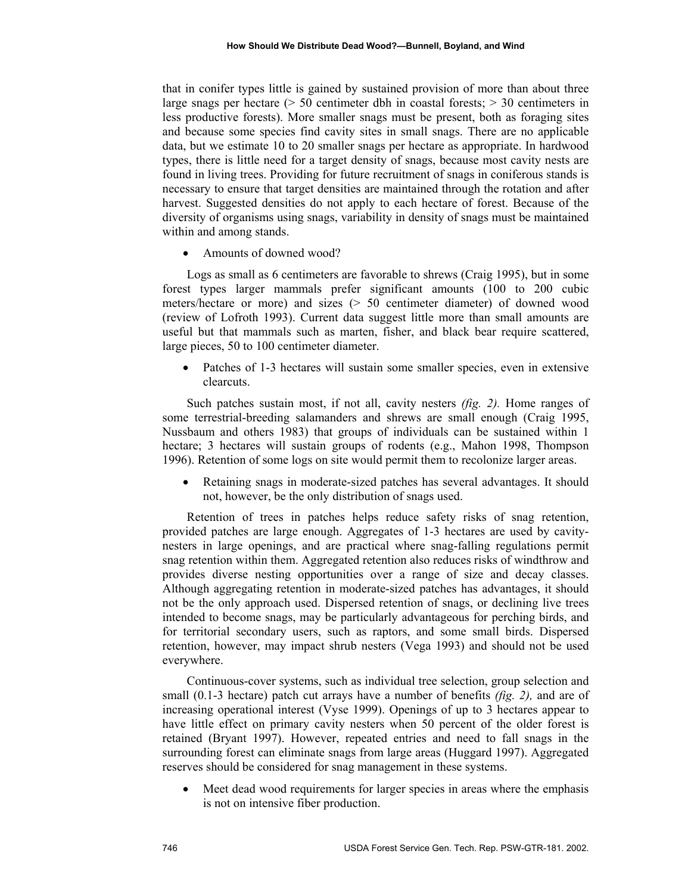that in conifer types little is gained by sustained provision of more than about three large snags per hectare (> 50 centimeter dbh in coastal forests; > 30 centimeters in less productive forests). More smaller snags must be present, both as foraging sites and because some species find cavity sites in small snags. There are no applicable data, but we estimate 10 to 20 smaller snags per hectare as appropriate. In hardwood types, there is little need for a target density of snags, because most cavity nests are found in living trees. Providing for future recruitment of snags in coniferous stands is necessary to ensure that target densities are maintained through the rotation and after harvest. Suggested densities do not apply to each hectare of forest. Because of the diversity of organisms using snags, variability in density of snags must be maintained within and among stands.

- Amounts of downed wood?

Logs as small as 6 centimeters are favorable to shrews (Craig 1995), but in some forest types larger mammals prefer significant amounts (100 to 200 cubic meters/hectare or more) and sizes (> 50 centimeter diameter) of downed wood (review of Lofroth 1993). Current data suggest little more than small amounts are useful but that mammals such as marten, fisher, and black bear require scattered, large pieces, 50 to 100 centimeter diameter.

- Patches of 1-3 hectares will sustain some smaller species, even in extensive clearcuts.

Such patches sustain most, if not all, cavity nesters *(fig. 2).* Home ranges of some terrestrial-breeding salamanders and shrews are small enough (Craig 1995, Nussbaum and others 1983) that groups of individuals can be sustained within 1 hectare; 3 hectares will sustain groups of rodents (e.g., Mahon 1998, Thompson 1996). Retention of some logs on site would permit them to recolonize larger areas.

- Retaining snags in moderate-sized patches has several advantages. It should not, however, be the only distribution of snags used.

Retention of trees in patches helps reduce safety risks of snag retention, provided patches are large enough. Aggregates of 1-3 hectares are used by cavity-nesters in large openings, and are practical where snag-falling regulations permit snag retention within them. Aggregated retention also reduces risks of windthrow and provides diverse nesting opportunities over a range of size and decay classes. Although aggregating retention in moderate-sized patches has advantages, it should not be the only approach used. Dispersed retention of snags, or declining live trees intended to become snags, may be particularly advantageous for perching birds, and for territorial secondary users, such as raptors, and some small birds. Dispersed retention, however, may impact shrub nesters (Vega 1993) and should not be used everywhere.

Continuous-cover systems, such as individual tree selection, group selection and small (0.1-3 hectare) patch cut arrays have a number of benefits *(fig. 2),* and are of increasing operational interest (Vyse 1999). Openings of up to 3 hectares appear to have little effect on primary cavity nesters when 50 percent of the older forest is retained (Bryant 1997). However, repeated entries and need to fall snags in the surrounding forest can eliminate snags from large areas (Huggard 1997). Aggregated reserves should be considered for snag management in these systems.

- Meet dead wood requirements for larger species in areas where the emphasis is not on intensive fiber production.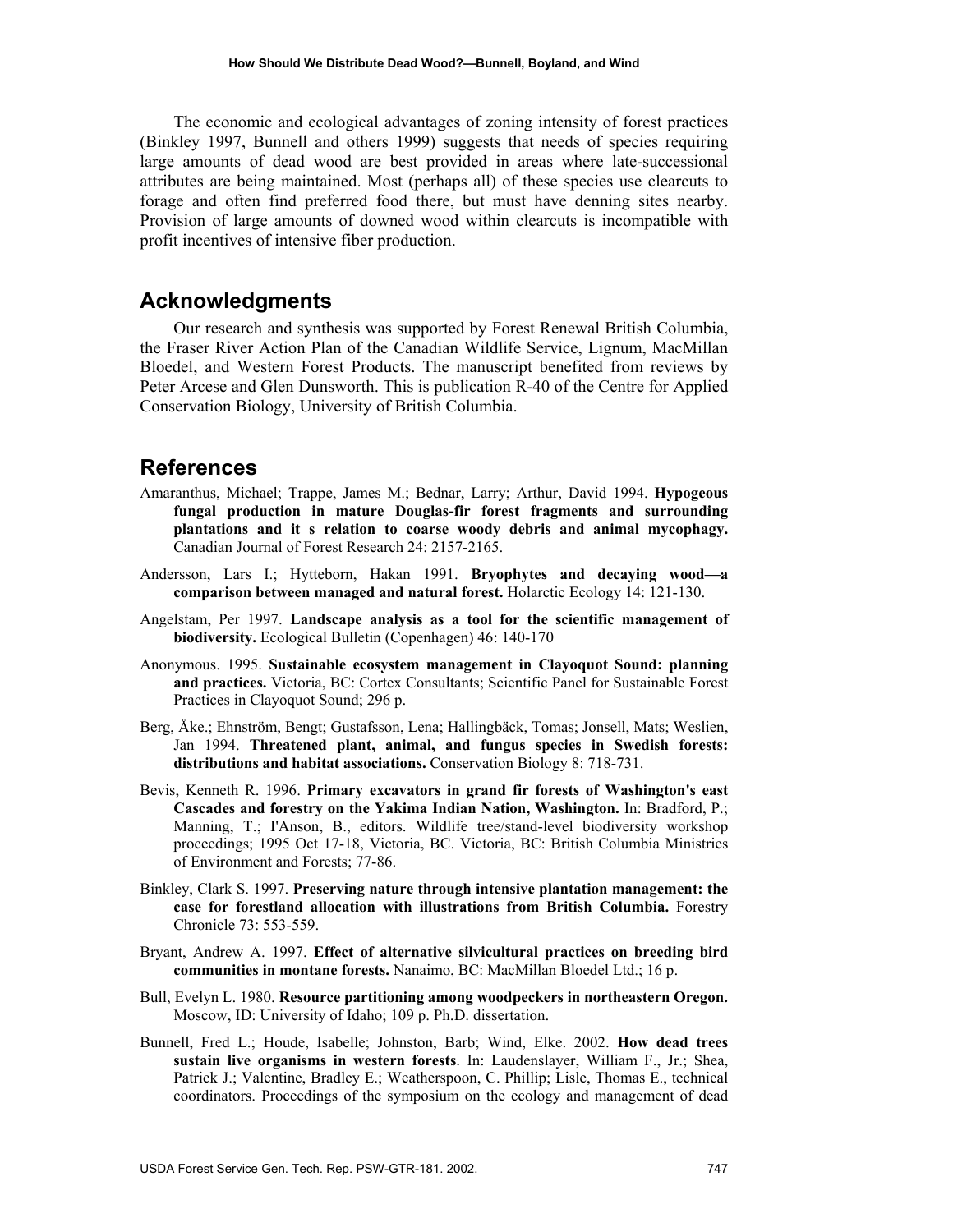The economic and ecological advantages of zoning intensity of forest practices (Binkley 1997, Bunnell and others 1999) suggests that needs of species requiring large amounts of dead wood are best provided in areas where late-successional attributes are being maintained. Most (perhaps all) of these species use clearcuts to forage and often find preferred food there, but must have denning sites nearby. Provision of large amounts of downed wood within clearcuts is incompatible with profit incentives of intensive fiber production.

## Acknowledgments

Our research and synthesis was supported by Forest Renewal British Columbia, the Fraser River Action Plan of the Canadian Wildlife Service, Lignum, MacMillan Bloedel, and Western Forest Products. The manuscript benefited from reviews by Peter Arcese and Glen Dunsworth. This is publication R-40 of the Centre for Applied Conservation Biology, University of British Columbia.

## References

Amaranthus, Michael; Trappe, James M.; Bednar, Larry; Arthur, David 1994. **Hypogeous fungal production in mature Douglas-fir forest fragments and surrounding plantations and it s relation to coarse woody debris and animal mycophagy.** Canadian Journal of Forest Research 24: 2157-2165.

Andersson, Lars I.; Hytteborn, Hakan 1991. **Bryophytes and decaying wood—a comparison between managed and natural forest.** Holarctic Ecology 14: 121-130.

Angelstam, Per 1997. **Landscape analysis as a tool for the scientific management of biodiversity.** Ecological Bulletin (Copenhagen) 46: 140-170

Anonymous. 1995. **Sustainable ecosystem management in Clayoquot Sound: planning and practices.** Victoria, BC: Cortex Consultants; Scientific Panel for Sustainable Forest Practices in Clayoquot Sound; 296 p.

Berg, Åke.; Ehnström, Bengt; Gustafsson, Lena; Hallingbäck, Tomas; Jonsell, Mats; Weslien, Jan 1994. **Threatened plant, animal, and fungus species in Swedish forests: distributions and habitat associations.** Conservation Biology 8: 718-731.

Bevis, Kenneth R. 1996. **Primary excavators in grand fir forests of Washington's east Cascades and forestry on the Yakima Indian Nation, Washington.** In: Bradford, P.; Manning, T.; I'Anson, B., editors. Wildlife tree/stand-level biodiversity workshop proceedings; 1995 Oct 17-18, Victoria, BC. Victoria, BC: British Columbia Ministries of Environment and Forests; 77-86.

Binkley, Clark S. 1997. **Preserving nature through intensive plantation management: the case for forestland allocation with illustrations from British Columbia.** Forestry Chronicle 73: 553-559.

Bryant, Andrew A. 1997. **Effect of alternative silvicultural practices on breeding bird communities in montane forests.** Nanaimo, BC: MacMillan Bloedel Ltd.; 16 p.

Bull, Evelyn L. 1980. **Resource partitioning among woodpeckers in northeastern Oregon.** Moscow, ID: University of Idaho; 109 p. Ph.D. dissertation.

Bunnell, Fred L.; Houde, Isabelle; Johnston, Barb; Wind, Elke. 2002. **How dead trees sustain live organisms in western forests**. In: Laudenslayer, William F., Jr.; Shea, Patrick J.; Valentine, Bradley E.; Weatherspoon, C. Phillip; Lisle, Thomas E., technical coordinators. Proceedings of the symposium on the ecology and management of dead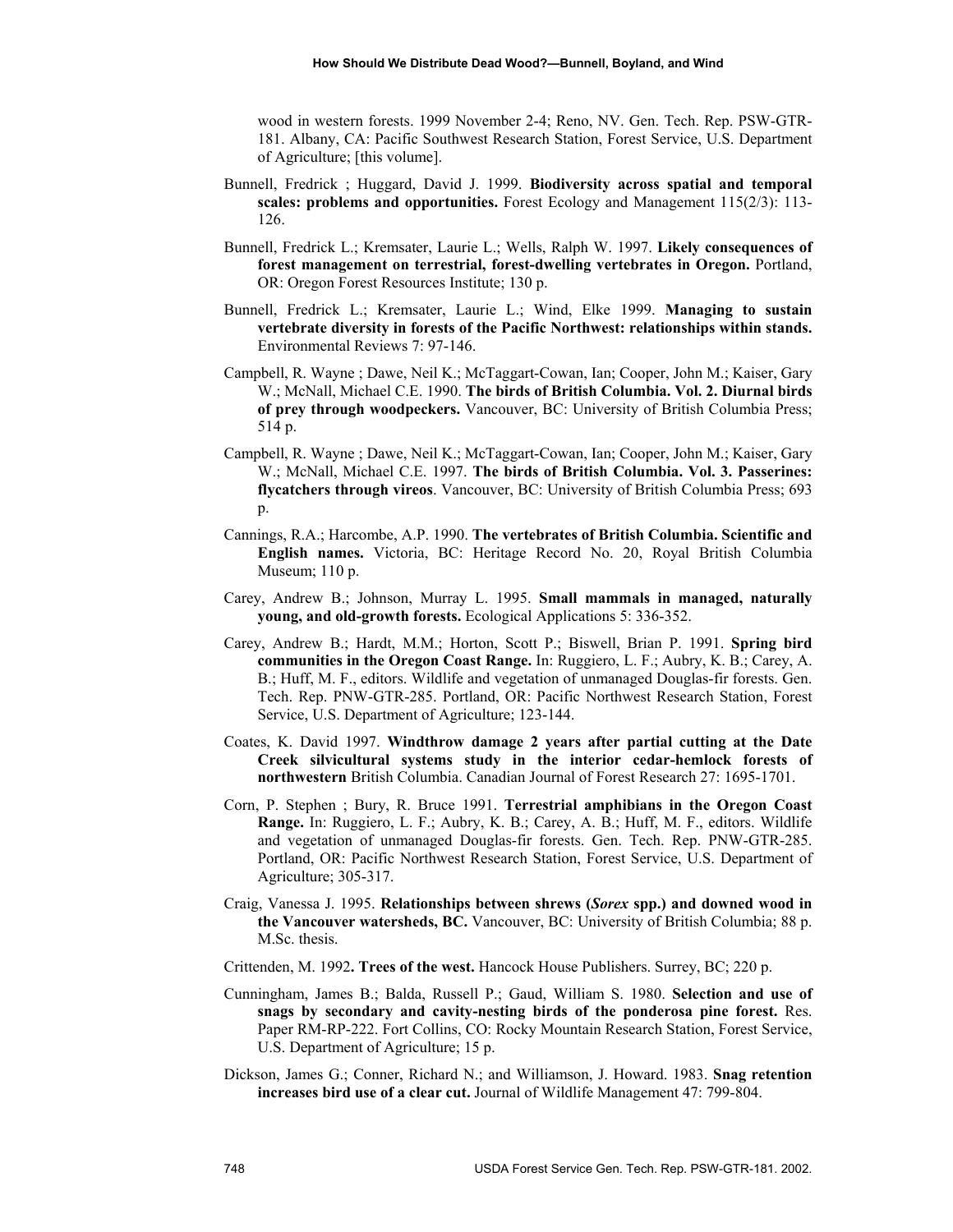wood in western forests. 1999 November 2-4; Reno, NV. Gen. Tech. Rep. PSW-GTR-181. Albany, CA: Pacific Southwest Research Station, Forest Service, U.S. Department of Agriculture; [this volume].

Bunnell, Fredrick ; Huggard, David J. 1999. **Biodiversity across spatial and temporal scales: problems and opportunities.** Forest Ecology and Management 115(2/3): 113-126.

Bunnell, Fredrick L.; Kremsater, Laurie L.; Wells, Ralph W. 1997. **Likely consequences of forest management on terrestrial, forest-dwelling vertebrates in Oregon.** Portland, OR: Oregon Forest Resources Institute; 130 p.

Bunnell, Fredrick L.; Kremsater, Laurie L.; Wind, Elke 1999. **Managing to sustain vertebrate diversity in forests of the Pacific Northwest: relationships within stands.** Environmental Reviews 7: 97-146.

Campbell, R. Wayne ; Dawe, Neil K.; McTaggart-Cowan, Ian; Cooper, John M.; Kaiser, Gary W.; McNall, Michael C.E. 1990. **The birds of British Columbia. Vol. 2. Diurnal birds of prey through woodpeckers.** Vancouver, BC: University of British Columbia Press; 514 p.

Campbell, R. Wayne ; Dawe, Neil K.; McTaggart-Cowan, Ian; Cooper, John M.; Kaiser, Gary W.; McNall, Michael C.E. 1997. **The birds of British Columbia. Vol. 3. Passerines: flycatchers through vireos**. Vancouver, BC: University of British Columbia Press; 693 p.

Cannings, R.A.; Harcombe, A.P. 1990. **The vertebrates of British Columbia. Scientific and English names.** Victoria, BC: Heritage Record No. 20, Royal British Columbia Museum; 110 p.

Carey, Andrew B.; Johnson, Murray L. 1995. **Small mammals in managed, naturally young, and old-growth forests.** Ecological Applications 5: 336-352.

Carey, Andrew B.; Hardt, M.M.; Horton, Scott P.; Biswell, Brian P. 1991. **Spring bird communities in the Oregon Coast Range.** In: Ruggiero, L. F.; Aubry, K. B.; Carey, A. B.; Huff, M. F., editors. Wildlife and vegetation of unmanaged Douglas-fir forests. Gen. Tech. Rep. PNW-GTR-285. Portland, OR: Pacific Northwest Research Station, Forest Service, U.S. Department of Agriculture; 123-144.

Coates, K. David 1997. **Windthrow damage 2 years after partial cutting at the Date Creek silvicultural systems study in the interior cedar-hemlock forests of northwestern** British Columbia. Canadian Journal of Forest Research 27: 1695-1701.

Corn, P. Stephen ; Bury, R. Bruce 1991. **Terrestrial amphibians in the Oregon Coast Range.** In: Ruggiero, L. F.; Aubry, K. B.; Carey, A. B.; Huff, M. F., editors. Wildlife and vegetation of unmanaged Douglas-fir forests. Gen. Tech. Rep. PNW-GTR-285. Portland, OR: Pacific Northwest Research Station, Forest Service, U.S. Department of Agriculture; 305-317.

Craig, Vanessa J. 1995. **Relationships between shrews (*Sorex* spp.) and downed wood in the Vancouver watersheds, BC.** Vancouver, BC: University of British Columbia; 88 p. M.Sc. thesis.

Crittenden, M. 1992**. Trees of the west.** Hancock House Publishers. Surrey, BC; 220 p.

Cunningham, James B.; Balda, Russell P.; Gaud, William S. 1980. **Selection and use of snags by secondary and cavity-nesting birds of the ponderosa pine forest.** Res. Paper RM-RP-222. Fort Collins, CO: Rocky Mountain Research Station, Forest Service, U.S. Department of Agriculture; 15 p.

Dickson, James G.; Conner, Richard N.; and Williamson, J. Howard. 1983. **Snag retention increases bird use of a clear cut.** Journal of Wildlife Management 47: 799-804.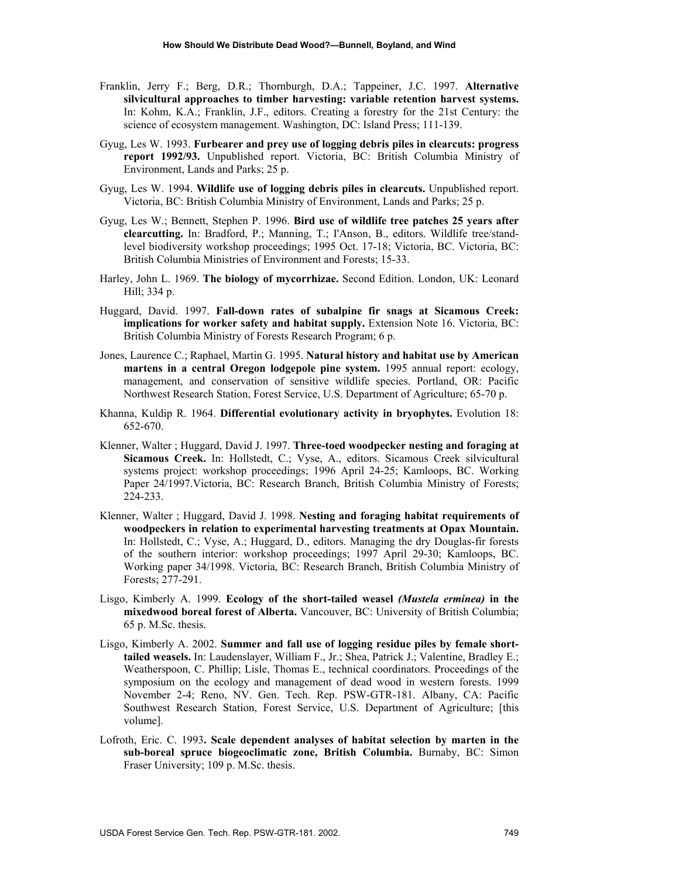Franklin, Jerry F.; Berg, D.R.; Thornburgh, D.A.; Tappeiner, J.C. 1997. **Alternative silvicultural approaches to timber harvesting: variable retention harvest systems.** In: Kohm, K.A.; Franklin, J.F., editors. Creating a forestry for the 21st Century: the science of ecosystem management. Washington, DC: Island Press; 111-139.

Gyug, Les W. 1993. **Furbearer and prey use of logging debris piles in clearcuts: progress report 1992/93.** Unpublished report. Victoria, BC: British Columbia Ministry of Environment, Lands and Parks; 25 p.

Gyug, Les W. 1994. **Wildlife use of logging debris piles in clearcuts.** Unpublished report. Victoria, BC: British Columbia Ministry of Environment, Lands and Parks; 25 p.

Gyug, Les W.; Bennett, Stephen P. 1996. **Bird use of wildlife tree patches 25 years after clearcutting.** In: Bradford, P.; Manning, T.; I'Anson, B., editors. Wildlife tree/stand-level biodiversity workshop proceedings; 1995 Oct. 17-18; Victoria, BC. Victoria, BC: British Columbia Ministries of Environment and Forests; 15-33.

Harley, John L. 1969. **The biology of mycorrhizae.** Second Edition. London, UK: Leonard Hill; 334 p.

Huggard, David. 1997. **Fall-down rates of subalpine fir snags at Sicamous Creek: implications for worker safety and habitat supply.** Extension Note 16. Victoria, BC: British Columbia Ministry of Forests Research Program; 6 p.

Jones, Laurence C.; Raphael, Martin G. 1995. **Natural history and habitat use by American martens in a central Oregon lodgepole pine system.** 1995 annual report: ecology, management, and conservation of sensitive wildlife species. Portland, OR: Pacific Northwest Research Station, Forest Service, U.S. Department of Agriculture; 65-70 p.

Khanna, Kuldip R. 1964. **Differential evolutionary activity in bryophytes.** Evolution 18: 652-670.

Klenner, Walter ; Huggard, David J. 1997. **Three-toed woodpecker nesting and foraging at Sicamous Creek.** In: Hollstedt, C.; Vyse, A., editors. Sicamous Creek silvicultural systems project: workshop proceedings; 1996 April 24-25; Kamloops, BC. Working Paper 24/1997.Victoria, BC: Research Branch, British Columbia Ministry of Forests; 224-233.

Klenner, Walter ; Huggard, David J. 1998. **Nesting and foraging habitat requirements of woodpeckers in relation to experimental harvesting treatments at Opax Mountain.** In: Hollstedt, C.; Vyse, A.; Huggard, D., editors. Managing the dry Douglas-fir forests of the southern interior: workshop proceedings; 1997 April 29-30; Kamloops, BC. Working paper 34/1998. Victoria, BC: Research Branch, British Columbia Ministry of Forests; 277-291.

Lisgo, Kimberly A. 1999. **Ecology of the short-tailed weasel *(Mustela erminea)* in the mixedwood boreal forest of Alberta.** Vancouver, BC: University of British Columbia; 65 p. M.Sc. thesis.

Lisgo, Kimberly A. 2002. **Summer and fall use of logging residue piles by female short-tailed weasels.** In: Laudenslayer, William F., Jr.; Shea, Patrick J.; Valentine, Bradley E.; Weatherspoon, C. Phillip; Lisle, Thomas E., technical coordinators. Proceedings of the symposium on the ecology and management of dead wood in western forests. 1999 November 2-4; Reno, NV. Gen. Tech. Rep. PSW-GTR-181. Albany, CA: Pacific Southwest Research Station, Forest Service, U.S. Department of Agriculture; [this volume].

Lofroth, Eric. C. 1993**. Scale dependent analyses of habitat selection by marten in the sub-boreal spruce biogeoclimatic zone, British Columbia.** Burnaby, BC: Simon Fraser University; 109 p. M.Sc. thesis.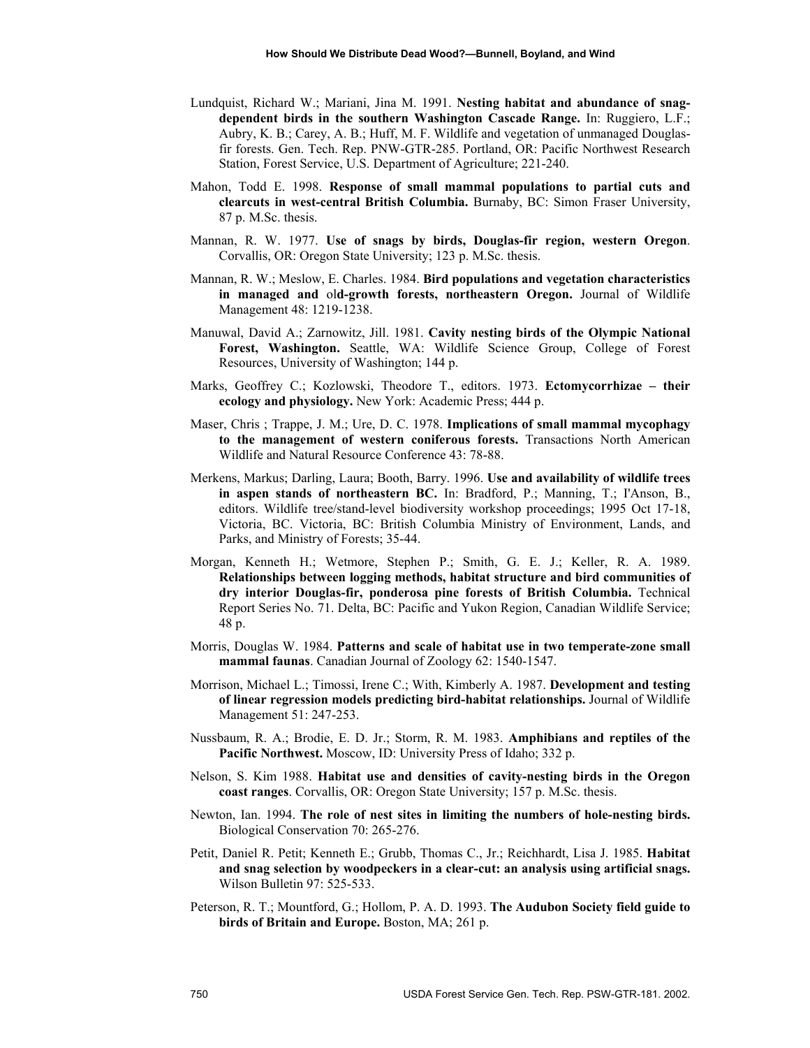Lundquist, Richard W.; Mariani, Jina M. 1991. **Nesting habitat and abundance of snag-dependent birds in the southern Washington Cascade Range.** In: Ruggiero, L.F.; Aubry, K. B.; Carey, A. B.; Huff, M. F. Wildlife and vegetation of unmanaged Douglas-fir forests. Gen. Tech. Rep. PNW-GTR-285. Portland, OR: Pacific Northwest Research Station, Forest Service, U.S. Department of Agriculture; 221-240.

Mahon, Todd E. 1998. **Response of small mammal populations to partial cuts and clearcuts in west-central British Columbia.** Burnaby, BC: Simon Fraser University, 87 p. M.Sc. thesis.

Mannan, R. W. 1977. **Use of snags by birds, Douglas-fir region, western Oregon**. Corvallis, OR: Oregon State University; 123 p. M.Sc. thesis.

Mannan, R. W.; Meslow, E. Charles. 1984. **Bird populations and vegetation characteristics in managed and** ol**d-growth forests, northeastern Oregon.** Journal of Wildlife Management 48: 1219-1238.

Manuwal, David A.; Zarnowitz, Jill. 1981. **Cavity nesting birds of the Olympic National Forest, Washington.** Seattle, WA: Wildlife Science Group, College of Forest Resources, University of Washington; 144 p.

Marks, Geoffrey C.; Kozlowski, Theodore T., editors. 1973. **Ectomycorrhizae – their ecology and physiology.** New York: Academic Press; 444 p.

Maser, Chris ; Trappe, J. M.; Ure, D. C. 1978. **Implications of small mammal mycophagy to the management of western coniferous forests.** Transactions North American Wildlife and Natural Resource Conference 43: 78-88.

Merkens, Markus; Darling, Laura; Booth, Barry. 1996. **Use and availability of wildlife trees in aspen stands of northeastern BC.** In: Bradford, P.; Manning, T.; I'Anson, B., editors. Wildlife tree/stand-level biodiversity workshop proceedings; 1995 Oct 17-18, Victoria, BC. Victoria, BC: British Columbia Ministry of Environment, Lands, and Parks, and Ministry of Forests; 35-44.

Morgan, Kenneth H.; Wetmore, Stephen P.; Smith, G. E. J.; Keller, R. A. 1989. **Relationships between logging methods, habitat structure and bird communities of dry interior Douglas-fir, ponderosa pine forests of British Columbia.** Technical Report Series No. 71. Delta, BC: Pacific and Yukon Region, Canadian Wildlife Service; 48 p.

Morris, Douglas W. 1984. **Patterns and scale of habitat use in two temperate-zone small mammal faunas**. Canadian Journal of Zoology 62: 1540-1547.

Morrison, Michael L.; Timossi, Irene C.; With, Kimberly A. 1987. **Development and testing of linear regression models predicting bird-habitat relationships.** Journal of Wildlife Management 51: 247-253.

Nussbaum, R. A.; Brodie, E. D. Jr.; Storm, R. M. 1983. **Amphibians and reptiles of the Pacific Northwest.** Moscow, ID: University Press of Idaho; 332 p.

Nelson, S. Kim 1988. **Habitat use and densities of cavity-nesting birds in the Oregon coast ranges**. Corvallis, OR: Oregon State University; 157 p. M.Sc. thesis.

Newton, Ian. 1994. **The role of nest sites in limiting the numbers of hole-nesting birds.** Biological Conservation 70: 265-276.

Petit, Daniel R. Petit; Kenneth E.; Grubb, Thomas C., Jr.; Reichhardt, Lisa J. 1985. **Habitat and snag selection by woodpeckers in a clear-cut: an analysis using artificial snags.** Wilson Bulletin 97: 525-533.

Peterson, R. T.; Mountford, G.; Hollom, P. A. D. 1993. **The Audubon Society field guide to birds of Britain and Europe.** Boston, MA; 261 p.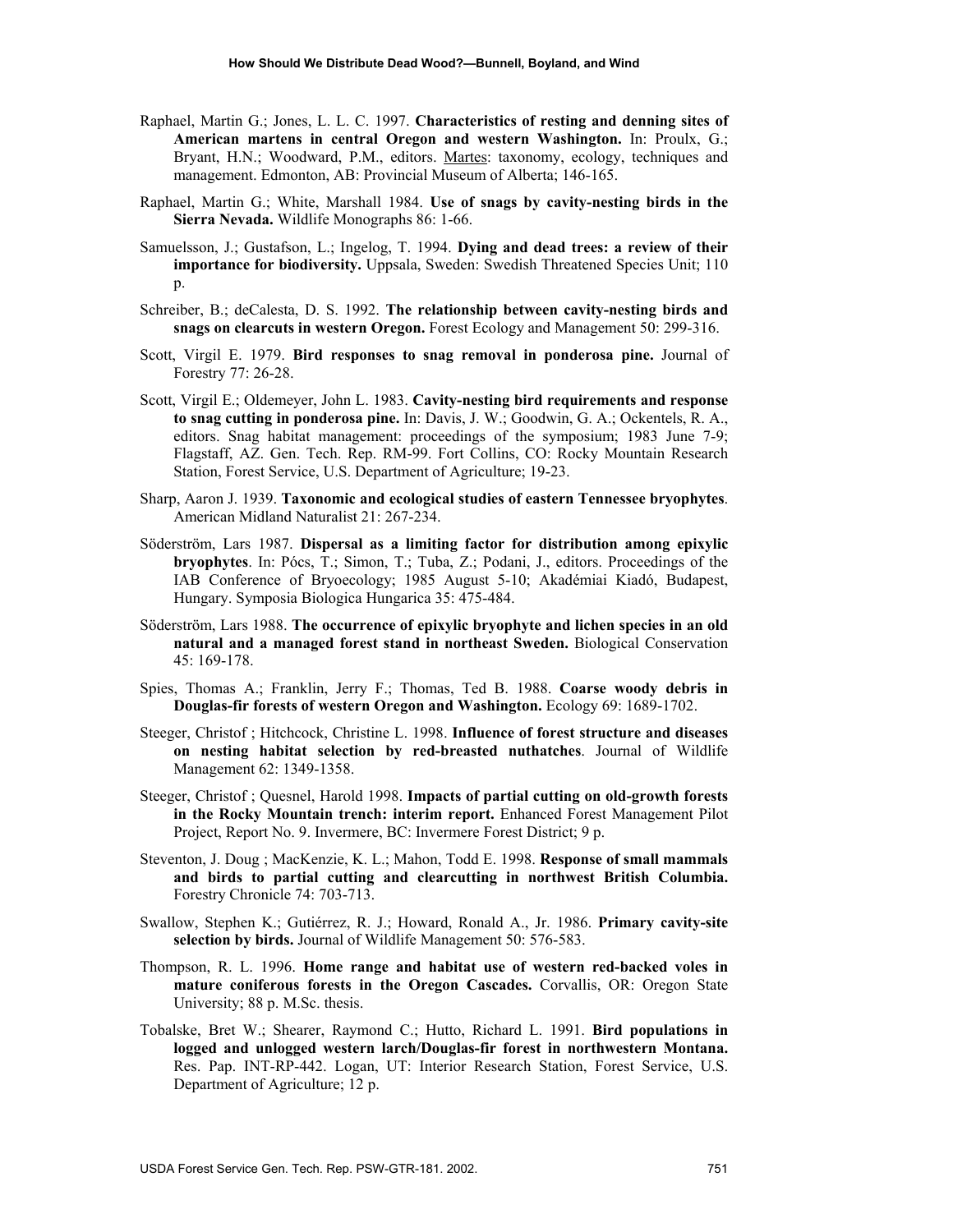Raphael, Martin G.; Jones, L. L. C. 1997. **Characteristics of resting and denning sites of American martens in central Oregon and western Washington.** In: Proulx, G.; Bryant, H.N.; Woodward, P.M., editors. Martes: taxonomy, ecology, techniques and management. Edmonton, AB: Provincial Museum of Alberta; 146-165.

Raphael, Martin G.; White, Marshall 1984. **Use of snags by cavity-nesting birds in the Sierra Nevada.** Wildlife Monographs 86: 1-66.

Samuelsson, J.; Gustafson, L.; Ingelog, T. 1994. **Dying and dead trees: a review of their importance for biodiversity.** Uppsala, Sweden: Swedish Threatened Species Unit; 110 p.

Schreiber, B.; deCalesta, D. S. 1992. **The relationship between cavity-nesting birds and snags on clearcuts in western Oregon.** Forest Ecology and Management 50: 299-316.

Scott, Virgil E. 1979. **Bird responses to snag removal in ponderosa pine.** Journal of Forestry 77: 26-28.

Scott, Virgil E.; Oldemeyer, John L. 1983. **Cavity-nesting bird requirements and response to snag cutting in ponderosa pine.** In: Davis, J. W.; Goodwin, G. A.; Ockentels, R. A., editors. Snag habitat management: proceedings of the symposium; 1983 June 7-9; Flagstaff, AZ. Gen. Tech. Rep. RM-99. Fort Collins, CO: Rocky Mountain Research Station, Forest Service, U.S. Department of Agriculture; 19-23.

Sharp, Aaron J. 1939. **Taxonomic and ecological studies of eastern Tennessee bryophytes**. American Midland Naturalist 21: 267-234.

Söderström, Lars 1987. **Dispersal as a limiting factor for distribution among epixylic bryophytes**. In: Pócs, T.; Simon, T.; Tuba, Z.; Podani, J., editors. Proceedings of the IAB Conference of Bryoecology; 1985 August 5-10; Akadémiai Kiadó, Budapest, Hungary. Symposia Biologica Hungarica 35: 475-484.

Söderström, Lars 1988. **The occurrence of epixylic bryophyte and lichen species in an old natural and a managed forest stand in northeast Sweden.** Biological Conservation 45: 169-178.

Spies, Thomas A.; Franklin, Jerry F.; Thomas, Ted B. 1988. **Coarse woody debris in Douglas-fir forests of western Oregon and Washington.** Ecology 69: 1689-1702.

Steeger, Christof ; Hitchcock, Christine L. 1998. **Influence of forest structure and diseases on nesting habitat selection by red-breasted nuthatches**. Journal of Wildlife Management 62: 1349-1358.

Steeger, Christof ; Quesnel, Harold 1998. **Impacts of partial cutting on old-growth forests in the Rocky Mountain trench: interim report.** Enhanced Forest Management Pilot Project, Report No. 9. Invermere, BC: Invermere Forest District; 9 p.

Steventon, J. Doug ; MacKenzie, K. L.; Mahon, Todd E. 1998. **Response of small mammals and birds to partial cutting and clearcutting in northwest British Columbia.** Forestry Chronicle 74: 703-713.

Swallow, Stephen K.; Gutiérrez, R. J.; Howard, Ronald A., Jr. 1986. **Primary cavity-site selection by birds.** Journal of Wildlife Management 50: 576-583.

Thompson, R. L. 1996. **Home range and habitat use of western red-backed voles in mature coniferous forests in the Oregon Cascades.** Corvallis, OR: Oregon State University; 88 p. M.Sc. thesis.

Tobalske, Bret W.; Shearer, Raymond C.; Hutto, Richard L. 1991. **Bird populations in logged and unlogged western larch/Douglas-fir forest in northwestern Montana.** Res. Pap. INT-RP-442. Logan, UT: Interior Research Station, Forest Service, U.S. Department of Agriculture; 12 p.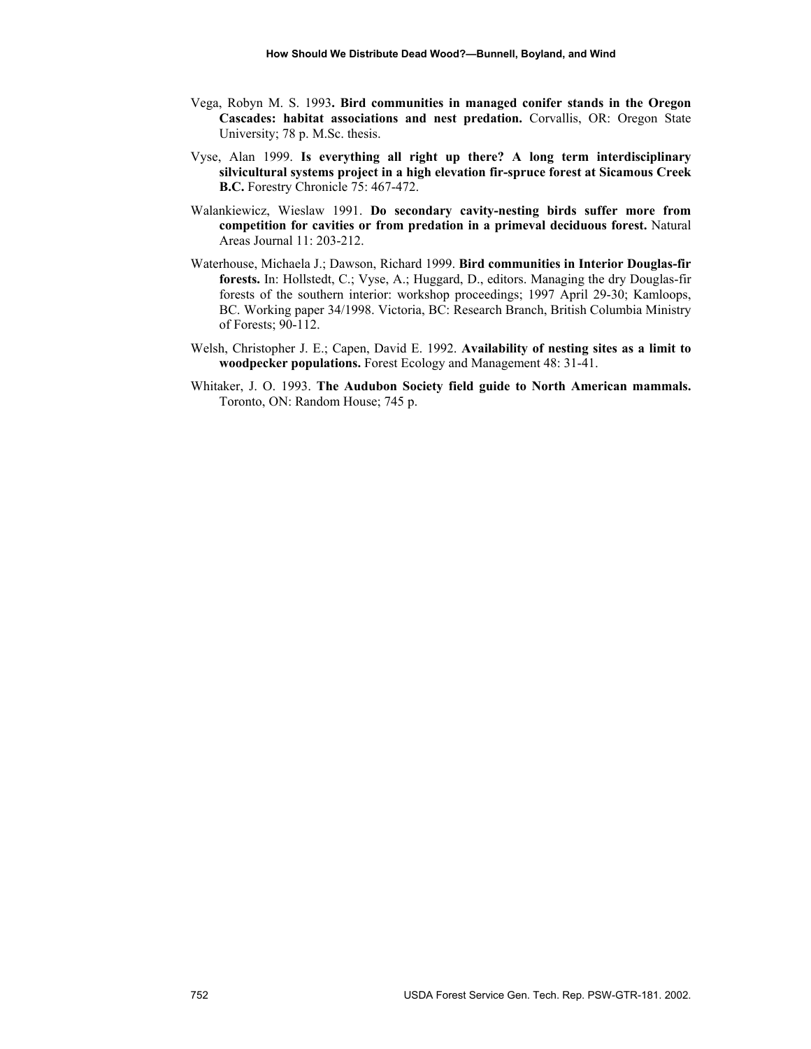Vega, Robyn M. S. 1993. **Bird communities in managed conifer stands in the Oregon Cascades: habitat associations and nest predation.** Corvallis, OR: Oregon State University; 78 p. M.Sc. thesis.

Vyse, Alan 1999. **Is everything all right up there? A long term interdisciplinary silvicultural systems project in a high elevation fir-spruce forest at Sicamous Creek B.C.** Forestry Chronicle 75: 467-472.

Walankiewicz, Wieslaw 1991. **Do secondary cavity-nesting birds suffer more from competition for cavities or from predation in a primeval deciduous forest.** Natural Areas Journal 11: 203-212.

Waterhouse, Michaela J.; Dawson, Richard 1999. **Bird communities in Interior Douglas-fir forests.** In: Hollstedt, C.; Vyse, A.; Huggard, D., editors. Managing the dry Douglas-fir forests of the southern interior: workshop proceedings; 1997 April 29-30; Kamloops, BC. Working paper 34/1998. Victoria, BC: Research Branch, British Columbia Ministry of Forests; 90-112.

Welsh, Christopher J. E.; Capen, David E. 1992. **Availability of nesting sites as a limit to woodpecker populations.** Forest Ecology and Management 48: 31-41.

Whitaker, J. O. 1993. **The Audubon Society field guide to North American mammals.** Toronto, ON: Random House; 745 p.